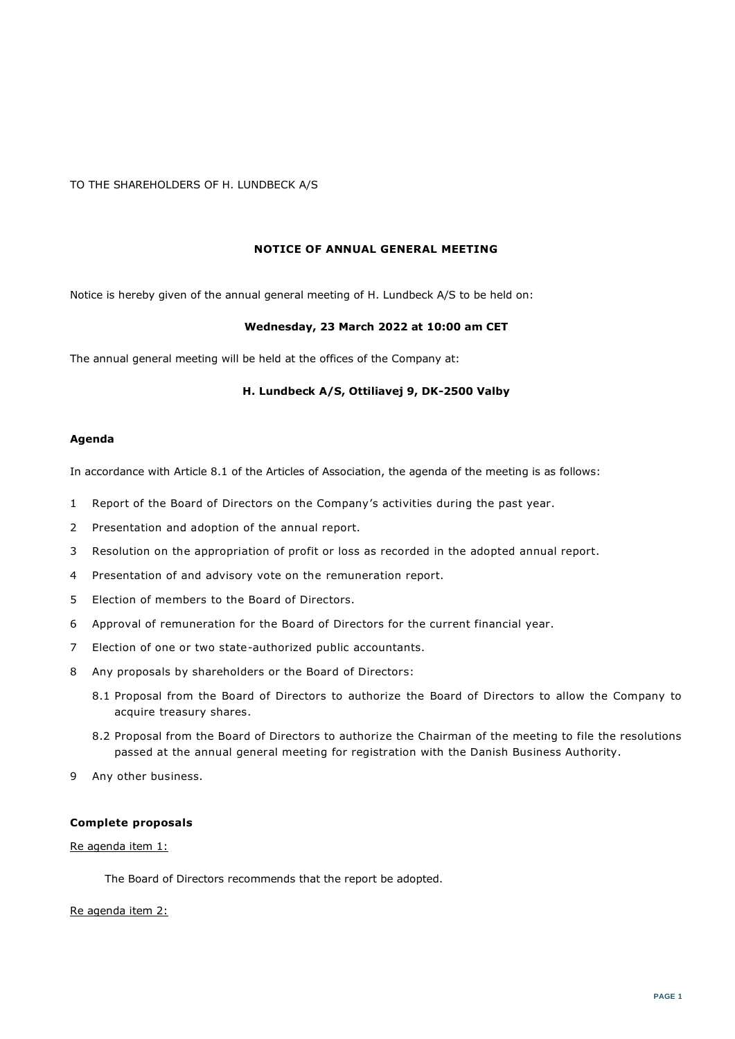TO THE SHAREHOLDERS OF H. LUNDBECK A/S

## NOTICE OF ANNUAL GENERAL MEETING

Notice is hereby given of the annual general meeting of H. Lundbeck A/S to be held on:

**Wednesday, 23 March 2022 at 10:00 am CET**

The annual general meeting will be held at the offices of the Company at:

**H. Lundbeck A/S, Ottiliavej 9, DK-2500 Valby**

### Agenda

In accordance with Article 8.1 of the Articles of Association, the agenda of the meeting is as follows:

1. Report of the Board of Directors on the Company's activities during the past year.
2. Presentation and adoption of the annual report.
3. Resolution on the appropriation of profit or loss as recorded in the adopted annual report.
4. Presentation of and advisory vote on the remuneration report.
5. Election of members to the Board of Directors.
6. Approval of remuneration for the Board of Directors for the current financial year.
7. Election of one or two state-authorized public accountants.
8. Any proposals by shareholders or the Board of Directors:
   - 8.1 Proposal from the Board of Directors to authorize the Board of Directors to allow the Company to acquire treasury shares.
   - 8.2 Proposal from the Board of Directors to authorize the Chairman of the meeting to file the resolutions passed at the annual general meeting for registration with the Danish Business Authority.
9. Any other business.

### Complete proposals

Re agenda item 1:

The Board of Directors recommends that the report be adopted.

Re agenda item 2: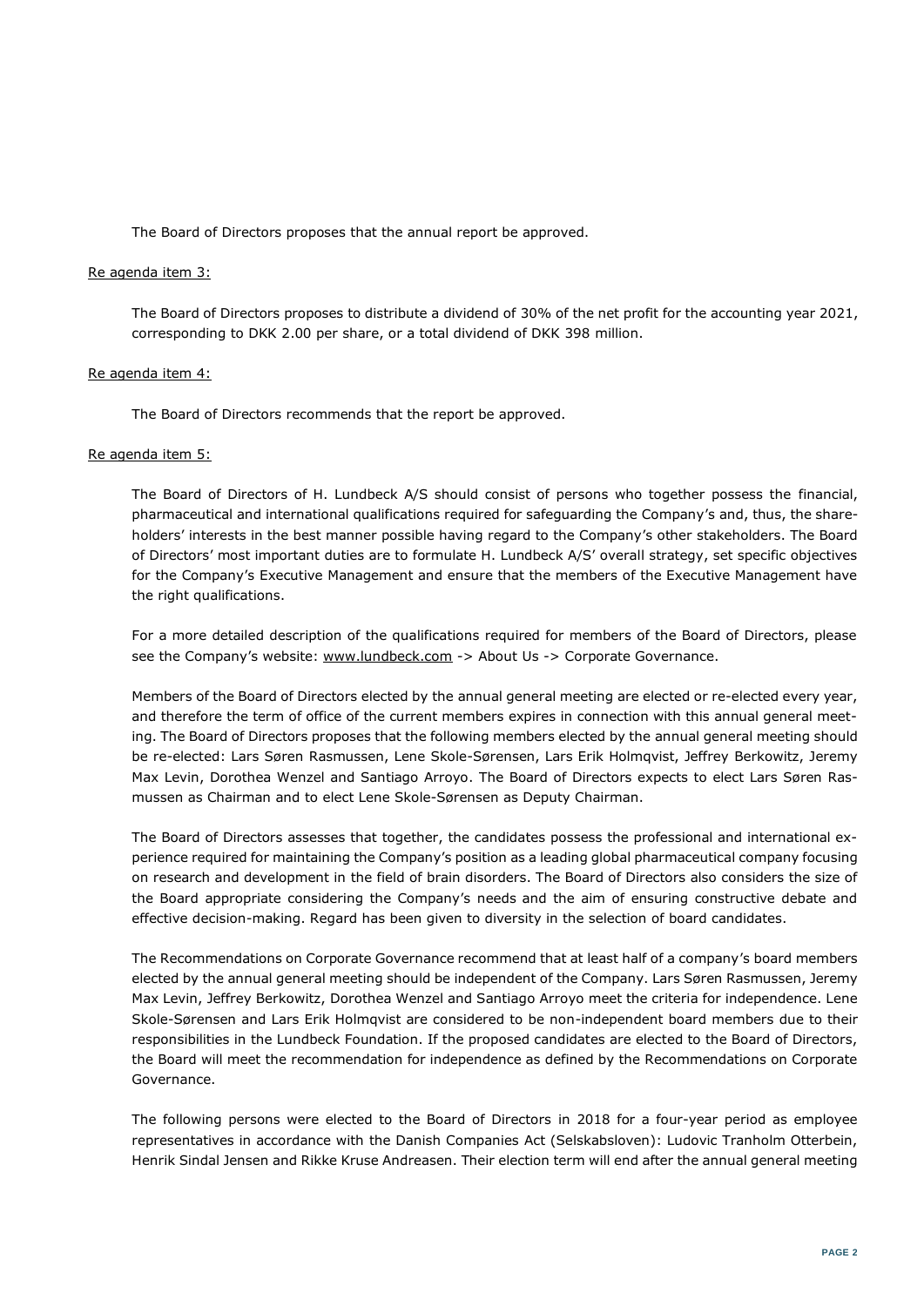The Board of Directors proposes that the annual report be approved.

Re agenda item 3:

The Board of Directors proposes to distribute a dividend of 30% of the net profit for the accounting year 2021, corresponding to DKK 2.00 per share, or a total dividend of DKK 398 million.

Re agenda item 4:

The Board of Directors recommends that the report be approved.

Re agenda item 5:

The Board of Directors of H. Lundbeck A/S should consist of persons who together possess the financial, pharmaceutical and international qualifications required for safeguarding the Company's and, thus, the shareholders' interests in the best manner possible having regard to the Company's other stakeholders. The Board of Directors' most important duties are to formulate H. Lundbeck A/S' overall strategy, set specific objectives for the Company's Executive Management and ensure that the members of the Executive Management have the right qualifications.

For a more detailed description of the qualifications required for members of the Board of Directors, please see the Company's website: www.lundbeck.com -> About Us -> Corporate Governance.

Members of the Board of Directors elected by the annual general meeting are elected or re-elected every year, and therefore the term of office of the current members expires in connection with this annual general meeting. The Board of Directors proposes that the following members elected by the annual general meeting should be re-elected: Lars Søren Rasmussen, Lene Skole-Sørensen, Lars Erik Holmqvist, Jeffrey Berkowitz, Jeremy Max Levin, Dorothea Wenzel and Santiago Arroyo. The Board of Directors expects to elect Lars Søren Rasmussen as Chairman and to elect Lene Skole-Sørensen as Deputy Chairman.

The Board of Directors assesses that together, the candidates possess the professional and international experience required for maintaining the Company's position as a leading global pharmaceutical company focusing on research and development in the field of brain disorders. The Board of Directors also considers the size of the Board appropriate considering the Company's needs and the aim of ensuring constructive debate and effective decision-making. Regard has been given to diversity in the selection of board candidates.

The Recommendations on Corporate Governance recommend that at least half of a company's board members elected by the annual general meeting should be independent of the Company. Lars Søren Rasmussen, Jeremy Max Levin, Jeffrey Berkowitz, Dorothea Wenzel and Santiago Arroyo meet the criteria for independence. Lene Skole-Sørensen and Lars Erik Holmqvist are considered to be non-independent board members due to their responsibilities in the Lundbeck Foundation. If the proposed candidates are elected to the Board of Directors, the Board will meet the recommendation for independence as defined by the Recommendations on Corporate Governance.

The following persons were elected to the Board of Directors in 2018 for a four-year period as employee representatives in accordance with the Danish Companies Act (Selskabsloven): Ludovic Tranholm Otterbein, Henrik Sindal Jensen and Rikke Kruse Andreasen. Their election term will end after the annual general meeting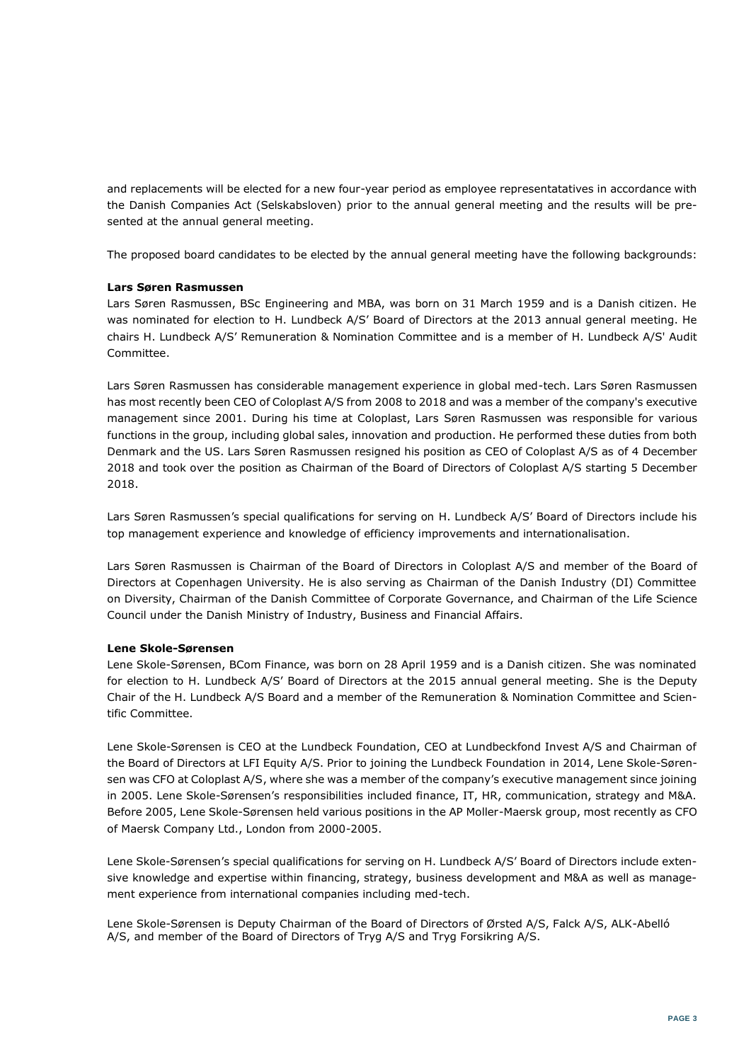and replacements will be elected for a new four-year period as employee representatatives in accordance with the Danish Companies Act (Selskabsloven) prior to the annual general meeting and the results will be presented at the annual general meeting.

The proposed board candidates to be elected by the annual general meeting have the following backgrounds:

**Lars Søren Rasmussen**

Lars Søren Rasmussen, BSc Engineering and MBA, was born on 31 March 1959 and is a Danish citizen. He was nominated for election to H. Lundbeck A/S' Board of Directors at the 2013 annual general meeting. He chairs H. Lundbeck A/S' Remuneration & Nomination Committee and is a member of H. Lundbeck A/S' Audit Committee.

Lars Søren Rasmussen has considerable management experience in global med-tech. Lars Søren Rasmussen has most recently been CEO of Coloplast A/S from 2008 to 2018 and was a member of the company's executive management since 2001. During his time at Coloplast, Lars Søren Rasmussen was responsible for various functions in the group, including global sales, innovation and production. He performed these duties from both Denmark and the US. Lars Søren Rasmussen resigned his position as CEO of Coloplast A/S as of 4 December 2018 and took over the position as Chairman of the Board of Directors of Coloplast A/S starting 5 December 2018.

Lars Søren Rasmussen's special qualifications for serving on H. Lundbeck A/S' Board of Directors include his top management experience and knowledge of efficiency improvements and internationalisation.

Lars Søren Rasmussen is Chairman of the Board of Directors in Coloplast A/S and member of the Board of Directors at Copenhagen University. He is also serving as Chairman of the Danish Industry (DI) Committee on Diversity, Chairman of the Danish Committee of Corporate Governance, and Chairman of the Life Science Council under the Danish Ministry of Industry, Business and Financial Affairs.

**Lene Skole-Sørensen**

Lene Skole-Sørensen, BCom Finance, was born on 28 April 1959 and is a Danish citizen. She was nominated for election to H. Lundbeck A/S' Board of Directors at the 2015 annual general meeting. She is the Deputy Chair of the H. Lundbeck A/S Board and a member of the Remuneration & Nomination Committee and Scientific Committee.

Lene Skole-Sørensen is CEO at the Lundbeck Foundation, CEO at Lundbeckfond Invest A/S and Chairman of the Board of Directors at LFI Equity A/S. Prior to joining the Lundbeck Foundation in 2014, Lene Skole-Sørensen was CFO at Coloplast A/S, where she was a member of the company's executive management since joining in 2005. Lene Skole-Sørensen's responsibilities included finance, IT, HR, communication, strategy and M&A. Before 2005, Lene Skole-Sørensen held various positions in the AP Moller-Maersk group, most recently as CFO of Maersk Company Ltd., London from 2000-2005.

Lene Skole-Sørensen's special qualifications for serving on H. Lundbeck A/S' Board of Directors include extensive knowledge and expertise within financing, strategy, business development and M&A as well as management experience from international companies including med-tech.

Lene Skole-Sørensen is Deputy Chairman of the Board of Directors of Ørsted A/S, Falck A/S, ALK-Abelló A/S, and member of the Board of Directors of Tryg A/S and Tryg Forsikring A/S.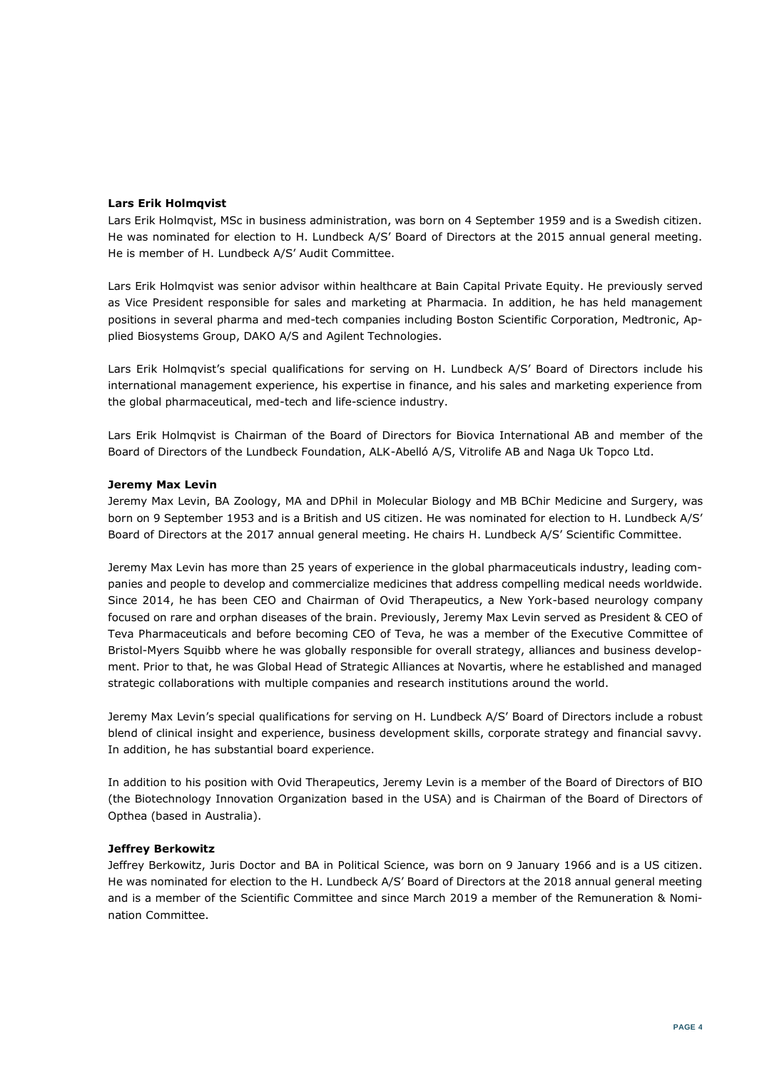**Lars Erik Holmqvist**

Lars Erik Holmqvist, MSc in business administration, was born on 4 September 1959 and is a Swedish citizen. He was nominated for election to H. Lundbeck A/S' Board of Directors at the 2015 annual general meeting. He is member of H. Lundbeck A/S' Audit Committee.

Lars Erik Holmqvist was senior advisor within healthcare at Bain Capital Private Equity. He previously served as Vice President responsible for sales and marketing at Pharmacia. In addition, he has held management positions in several pharma and med-tech companies including Boston Scientific Corporation, Medtronic, Applied Biosystems Group, DAKO A/S and Agilent Technologies.

Lars Erik Holmqvist's special qualifications for serving on H. Lundbeck A/S' Board of Directors include his international management experience, his expertise in finance, and his sales and marketing experience from the global pharmaceutical, med-tech and life-science industry.

Lars Erik Holmqvist is Chairman of the Board of Directors for Biovica International AB and member of the Board of Directors of the Lundbeck Foundation, ALK-Abelló A/S, Vitrolife AB and Naga Uk Topco Ltd.

**Jeremy Max Levin**

Jeremy Max Levin, BA Zoology, MA and DPhil in Molecular Biology and MB BChir Medicine and Surgery, was born on 9 September 1953 and is a British and US citizen. He was nominated for election to H. Lundbeck A/S' Board of Directors at the 2017 annual general meeting. He chairs H. Lundbeck A/S' Scientific Committee.

Jeremy Max Levin has more than 25 years of experience in the global pharmaceuticals industry, leading companies and people to develop and commercialize medicines that address compelling medical needs worldwide. Since 2014, he has been CEO and Chairman of Ovid Therapeutics, a New York-based neurology company focused on rare and orphan diseases of the brain. Previously, Jeremy Max Levin served as President & CEO of Teva Pharmaceuticals and before becoming CEO of Teva, he was a member of the Executive Committee of Bristol-Myers Squibb where he was globally responsible for overall strategy, alliances and business development. Prior to that, he was Global Head of Strategic Alliances at Novartis, where he established and managed strategic collaborations with multiple companies and research institutions around the world.

Jeremy Max Levin's special qualifications for serving on H. Lundbeck A/S' Board of Directors include a robust blend of clinical insight and experience, business development skills, corporate strategy and financial savvy. In addition, he has substantial board experience.

In addition to his position with Ovid Therapeutics, Jeremy Levin is a member of the Board of Directors of BIO (the Biotechnology Innovation Organization based in the USA) and is Chairman of the Board of Directors of Opthea (based in Australia).

**Jeffrey Berkowitz**

Jeffrey Berkowitz, Juris Doctor and BA in Political Science, was born on 9 January 1966 and is a US citizen. He was nominated for election to the H. Lundbeck A/S' Board of Directors at the 2018 annual general meeting and is a member of the Scientific Committee and since March 2019 a member of the Remuneration & Nomination Committee.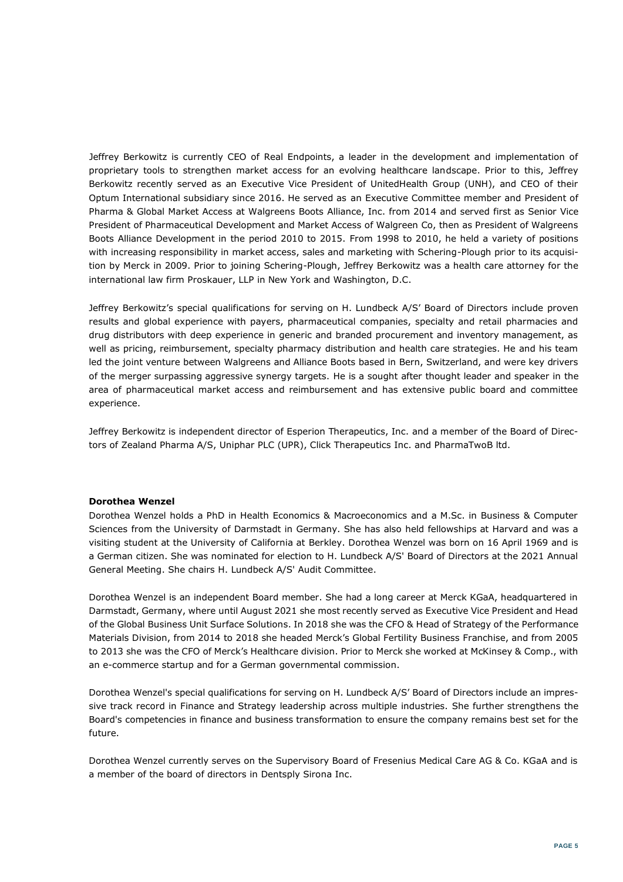Jeffrey Berkowitz is currently CEO of Real Endpoints, a leader in the development and implementation of proprietary tools to strengthen market access for an evolving healthcare landscape. Prior to this, Jeffrey Berkowitz recently served as an Executive Vice President of UnitedHealth Group (UNH), and CEO of their Optum International subsidiary since 2016. He served as an Executive Committee member and President of Pharma & Global Market Access at Walgreens Boots Alliance, Inc. from 2014 and served first as Senior Vice President of Pharmaceutical Development and Market Access of Walgreen Co, then as President of Walgreens Boots Alliance Development in the period 2010 to 2015. From 1998 to 2010, he held a variety of positions with increasing responsibility in market access, sales and marketing with Schering-Plough prior to its acquisition by Merck in 2009. Prior to joining Schering-Plough, Jeffrey Berkowitz was a health care attorney for the international law firm Proskauer, LLP in New York and Washington, D.C.

Jeffrey Berkowitz's special qualifications for serving on H. Lundbeck A/S' Board of Directors include proven results and global experience with payers, pharmaceutical companies, specialty and retail pharmacies and drug distributors with deep experience in generic and branded procurement and inventory management, as well as pricing, reimbursement, specialty pharmacy distribution and health care strategies. He and his team led the joint venture between Walgreens and Alliance Boots based in Bern, Switzerland, and were key drivers of the merger surpassing aggressive synergy targets. He is a sought after thought leader and speaker in the area of pharmaceutical market access and reimbursement and has extensive public board and committee experience.

Jeffrey Berkowitz is independent director of Esperion Therapeutics, Inc. and a member of the Board of Directors of Zealand Pharma A/S, Uniphar PLC (UPR), Click Therapeutics Inc. and PharmaTwoB ltd.

**Dorothea Wenzel**

Dorothea Wenzel holds a PhD in Health Economics & Macroeconomics and a M.Sc. in Business & Computer Sciences from the University of Darmstadt in Germany. She has also held fellowships at Harvard and was a visiting student at the University of California at Berkley. Dorothea Wenzel was born on 16 April 1969 and is a German citizen. She was nominated for election to H. Lundbeck A/S' Board of Directors at the 2021 Annual General Meeting. She chairs H. Lundbeck A/S' Audit Committee.

Dorothea Wenzel is an independent Board member. She had a long career at Merck KGaA, headquartered in Darmstadt, Germany, where until August 2021 she most recently served as Executive Vice President and Head of the Global Business Unit Surface Solutions. In 2018 she was the CFO & Head of Strategy of the Performance Materials Division, from 2014 to 2018 she headed Merck's Global Fertility Business Franchise, and from 2005 to 2013 she was the CFO of Merck's Healthcare division. Prior to Merck she worked at McKinsey & Comp., with an e-commerce startup and for a German governmental commission.

Dorothea Wenzel's special qualifications for serving on H. Lundbeck A/S' Board of Directors include an impressive track record in Finance and Strategy leadership across multiple industries. She further strengthens the Board's competencies in finance and business transformation to ensure the company remains best set for the future.

Dorothea Wenzel currently serves on the Supervisory Board of Fresenius Medical Care AG & Co. KGaA and is a member of the board of directors in Dentsply Sirona Inc.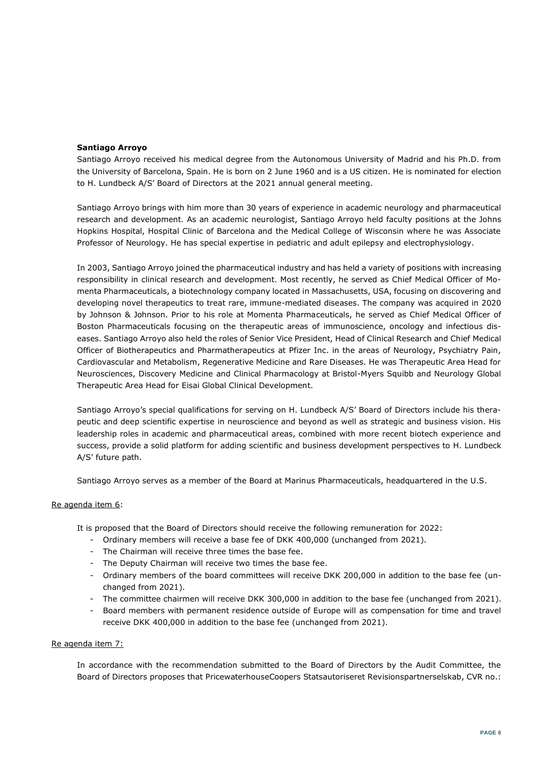**Santiago Arroyo**

Santiago Arroyo received his medical degree from the Autonomous University of Madrid and his Ph.D. from the University of Barcelona, Spain. He is born on 2 June 1960 and is a US citizen. He is nominated for election to H. Lundbeck A/S' Board of Directors at the 2021 annual general meeting.

Santiago Arroyo brings with him more than 30 years of experience in academic neurology and pharmaceutical research and development. As an academic neurologist, Santiago Arroyo held faculty positions at the Johns Hopkins Hospital, Hospital Clinic of Barcelona and the Medical College of Wisconsin where he was Associate Professor of Neurology. He has special expertise in pediatric and adult epilepsy and electrophysiology.

In 2003, Santiago Arroyo joined the pharmaceutical industry and has held a variety of positions with increasing responsibility in clinical research and development. Most recently, he served as Chief Medical Officer of Momenta Pharmaceuticals, a biotechnology company located in Massachusetts, USA, focusing on discovering and developing novel therapeutics to treat rare, immune-mediated diseases. The company was acquired in 2020 by Johnson & Johnson. Prior to his role at Momenta Pharmaceuticals, he served as Chief Medical Officer of Boston Pharmaceuticals focusing on the therapeutic areas of immunoscience, oncology and infectious diseases. Santiago Arroyo also held the roles of Senior Vice President, Head of Clinical Research and Chief Medical Officer of Biotherapeutics and Pharmatherapeutics at Pfizer Inc. in the areas of Neurology, Psychiatry Pain, Cardiovascular and Metabolism, Regenerative Medicine and Rare Diseases. He was Therapeutic Area Head for Neurosciences, Discovery Medicine and Clinical Pharmacology at Bristol-Myers Squibb and Neurology Global Therapeutic Area Head for Eisai Global Clinical Development.

Santiago Arroyo's special qualifications for serving on H. Lundbeck A/S' Board of Directors include his therapeutic and deep scientific expertise in neuroscience and beyond as well as strategic and business vision. His leadership roles in academic and pharmaceutical areas, combined with more recent biotech experience and success, provide a solid platform for adding scientific and business development perspectives to H. Lundbeck A/S' future path.

Santiago Arroyo serves as a member of the Board at Marinus Pharmaceuticals, headquartered in the U.S.

Re agenda item 6:

It is proposed that the Board of Directors should receive the following remuneration for 2022:

- Ordinary members will receive a base fee of DKK 400,000 (unchanged from 2021).
- The Chairman will receive three times the base fee.
- The Deputy Chairman will receive two times the base fee.
- Ordinary members of the board committees will receive DKK 200,000 in addition to the base fee (unchanged from 2021).
- The committee chairmen will receive DKK 300,000 in addition to the base fee (unchanged from 2021).
- Board members with permanent residence outside of Europe will as compensation for time and travel receive DKK 400,000 in addition to the base fee (unchanged from 2021).

Re agenda item 7:

In accordance with the recommendation submitted to the Board of Directors by the Audit Committee, the Board of Directors proposes that PricewaterhouseCoopers Statsautoriseret Revisionspartnerselskab, CVR no.: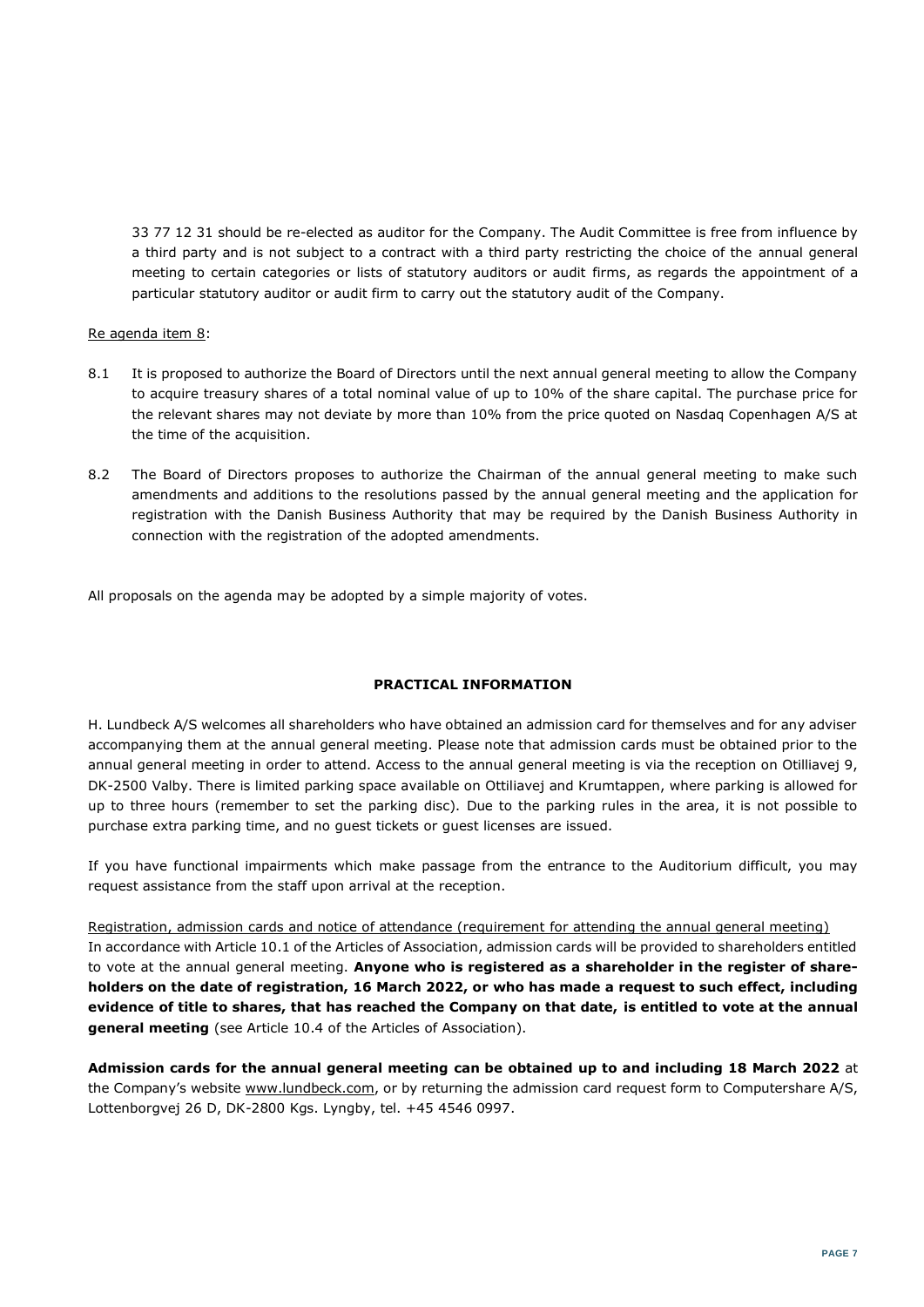33 77 12 31 should be re-elected as auditor for the Company. The Audit Committee is free from influence by a third party and is not subject to a contract with a third party restricting the choice of the annual general meeting to certain categories or lists of statutory auditors or audit firms, as regards the appointment of a particular statutory auditor or audit firm to carry out the statutory audit of the Company.

Re agenda item 8:

8.1 It is proposed to authorize the Board of Directors until the next annual general meeting to allow the Company to acquire treasury shares of a total nominal value of up to 10% of the share capital. The purchase price for the relevant shares may not deviate by more than 10% from the price quoted on Nasdaq Copenhagen A/S at the time of the acquisition.

8.2 The Board of Directors proposes to authorize the Chairman of the annual general meeting to make such amendments and additions to the resolutions passed by the annual general meeting and the application for registration with the Danish Business Authority that may be required by the Danish Business Authority in connection with the registration of the adopted amendments.

All proposals on the agenda may be adopted by a simple majority of votes.

## PRACTICAL INFORMATION

H. Lundbeck A/S welcomes all shareholders who have obtained an admission card for themselves and for any adviser accompanying them at the annual general meeting. Please note that admission cards must be obtained prior to the annual general meeting in order to attend. Access to the annual general meeting is via the reception on Otilliavej 9, DK-2500 Valby. There is limited parking space available on Ottiliavej and Krumtappen, where parking is allowed for up to three hours (remember to set the parking disc). Due to the parking rules in the area, it is not possible to purchase extra parking time, and no guest tickets or guest licenses are issued.

If you have functional impairments which make passage from the entrance to the Auditorium difficult, you may request assistance from the staff upon arrival at the reception.

Registration, admission cards and notice of attendance (requirement for attending the annual general meeting)

In accordance with Article 10.1 of the Articles of Association, admission cards will be provided to shareholders entitled to vote at the annual general meeting. **Anyone who is registered as a shareholder in the register of share-holders on the date of registration, 16 March 2022, or who has made a request to such effect, including evidence of title to shares, that has reached the Company on that date, is entitled to vote at the annual general meeting** (see Article 10.4 of the Articles of Association).

**Admission cards for the annual general meeting can be obtained up to and including 18 March 2022** at the Company's website www.lundbeck.com, or by returning the admission card request form to Computershare A/S, Lottenborgvej 26 D, DK-2800 Kgs. Lyngby, tel. +45 4546 0997.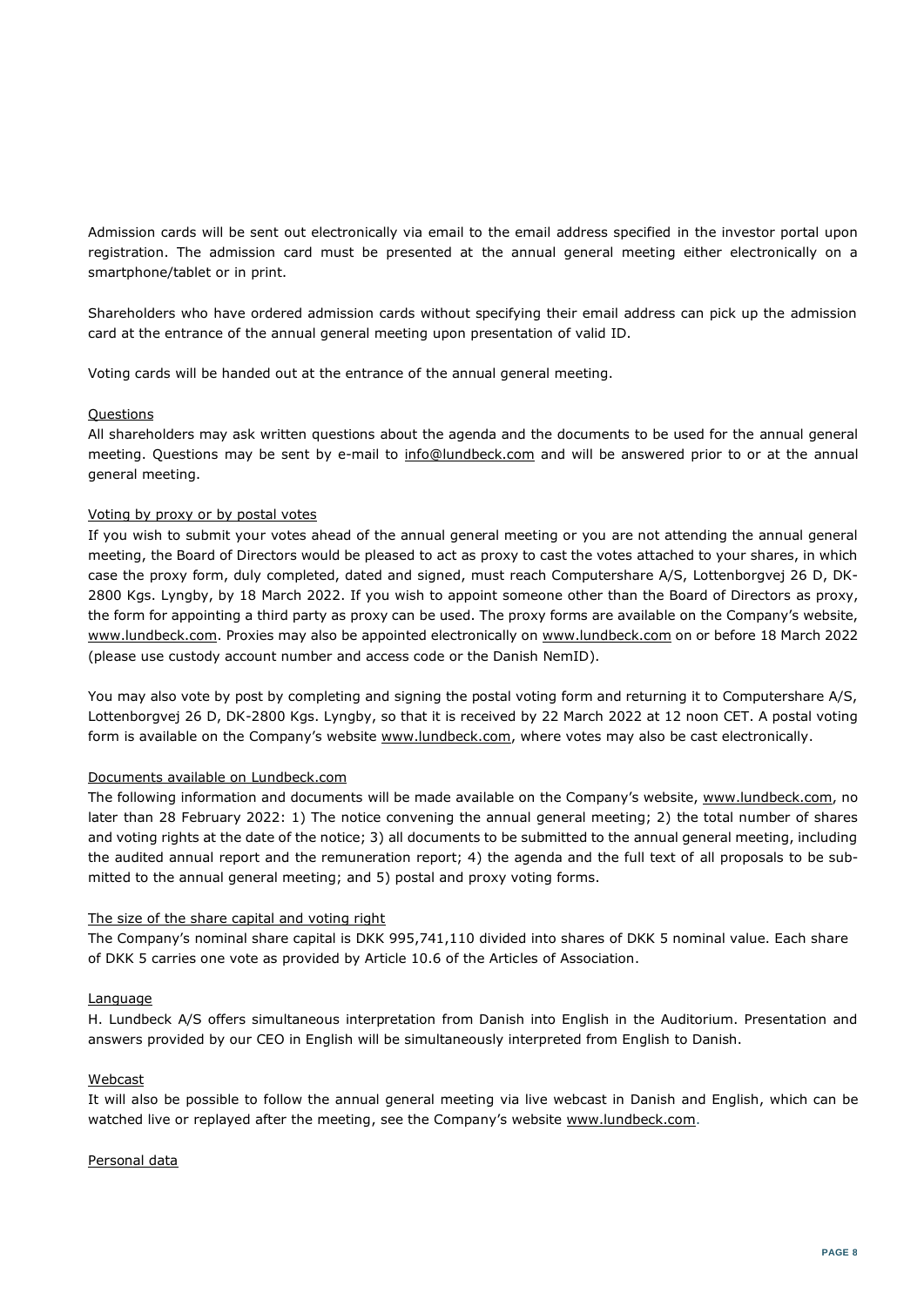Admission cards will be sent out electronically via email to the email address specified in the investor portal upon registration. The admission card must be presented at the annual general meeting either electronically on a smartphone/tablet or in print.

Shareholders who have ordered admission cards without specifying their email address can pick up the admission card at the entrance of the annual general meeting upon presentation of valid ID.

Voting cards will be handed out at the entrance of the annual general meeting.

Questions

All shareholders may ask written questions about the agenda and the documents to be used for the annual general meeting. Questions may be sent by e-mail to info@lundbeck.com and will be answered prior to or at the annual general meeting.

Voting by proxy or by postal votes

If you wish to submit your votes ahead of the annual general meeting or you are not attending the annual general meeting, the Board of Directors would be pleased to act as proxy to cast the votes attached to your shares, in which case the proxy form, duly completed, dated and signed, must reach Computershare A/S, Lottenborgvej 26 D, DK-2800 Kgs. Lyngby, by 18 March 2022. If you wish to appoint someone other than the Board of Directors as proxy, the form for appointing a third party as proxy can be used. The proxy forms are available on the Company's website, www.lundbeck.com. Proxies may also be appointed electronically on www.lundbeck.com on or before 18 March 2022 (please use custody account number and access code or the Danish NemID).

You may also vote by post by completing and signing the postal voting form and returning it to Computershare A/S, Lottenborgvej 26 D, DK-2800 Kgs. Lyngby, so that it is received by 22 March 2022 at 12 noon CET. A postal voting form is available on the Company's website www.lundbeck.com, where votes may also be cast electronically.

Documents available on Lundbeck.com

The following information and documents will be made available on the Company's website, www.lundbeck.com, no later than 28 February 2022: 1) The notice convening the annual general meeting; 2) the total number of shares and voting rights at the date of the notice; 3) all documents to be submitted to the annual general meeting, including the audited annual report and the remuneration report; 4) the agenda and the full text of all proposals to be submitted to the annual general meeting; and 5) postal and proxy voting forms.

The size of the share capital and voting right

The Company's nominal share capital is DKK 995,741,110 divided into shares of DKK 5 nominal value. Each share of DKK 5 carries one vote as provided by Article 10.6 of the Articles of Association.

Language

H. Lundbeck A/S offers simultaneous interpretation from Danish into English in the Auditorium. Presentation and answers provided by our CEO in English will be simultaneously interpreted from English to Danish.

Webcast

It will also be possible to follow the annual general meeting via live webcast in Danish and English, which can be watched live or replayed after the meeting, see the Company's website www.lundbeck.com.

Personal data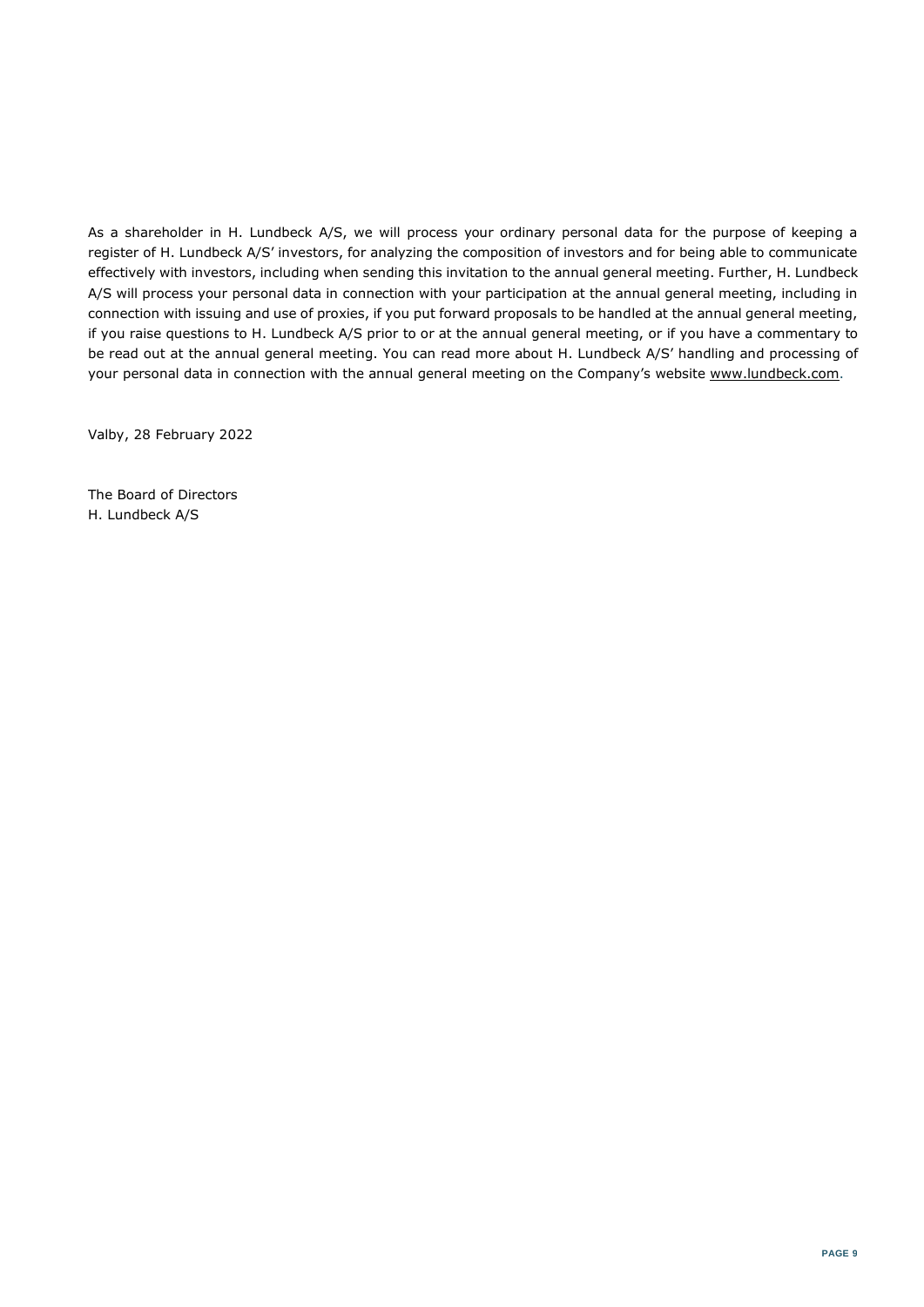As a shareholder in H. Lundbeck A/S, we will process your ordinary personal data for the purpose of keeping a register of H. Lundbeck A/S' investors, for analyzing the composition of investors and for being able to communicate effectively with investors, including when sending this invitation to the annual general meeting. Further, H. Lundbeck A/S will process your personal data in connection with your participation at the annual general meeting, including in connection with issuing and use of proxies, if you put forward proposals to be handled at the annual general meeting, if you raise questions to H. Lundbeck A/S prior to or at the annual general meeting, or if you have a commentary to be read out at the annual general meeting. You can read more about H. Lundbeck A/S' handling and processing of your personal data in connection with the annual general meeting on the Company's website www.lundbeck.com.

Valby, 28 February 2022

The Board of Directors
H. Lundbeck A/S